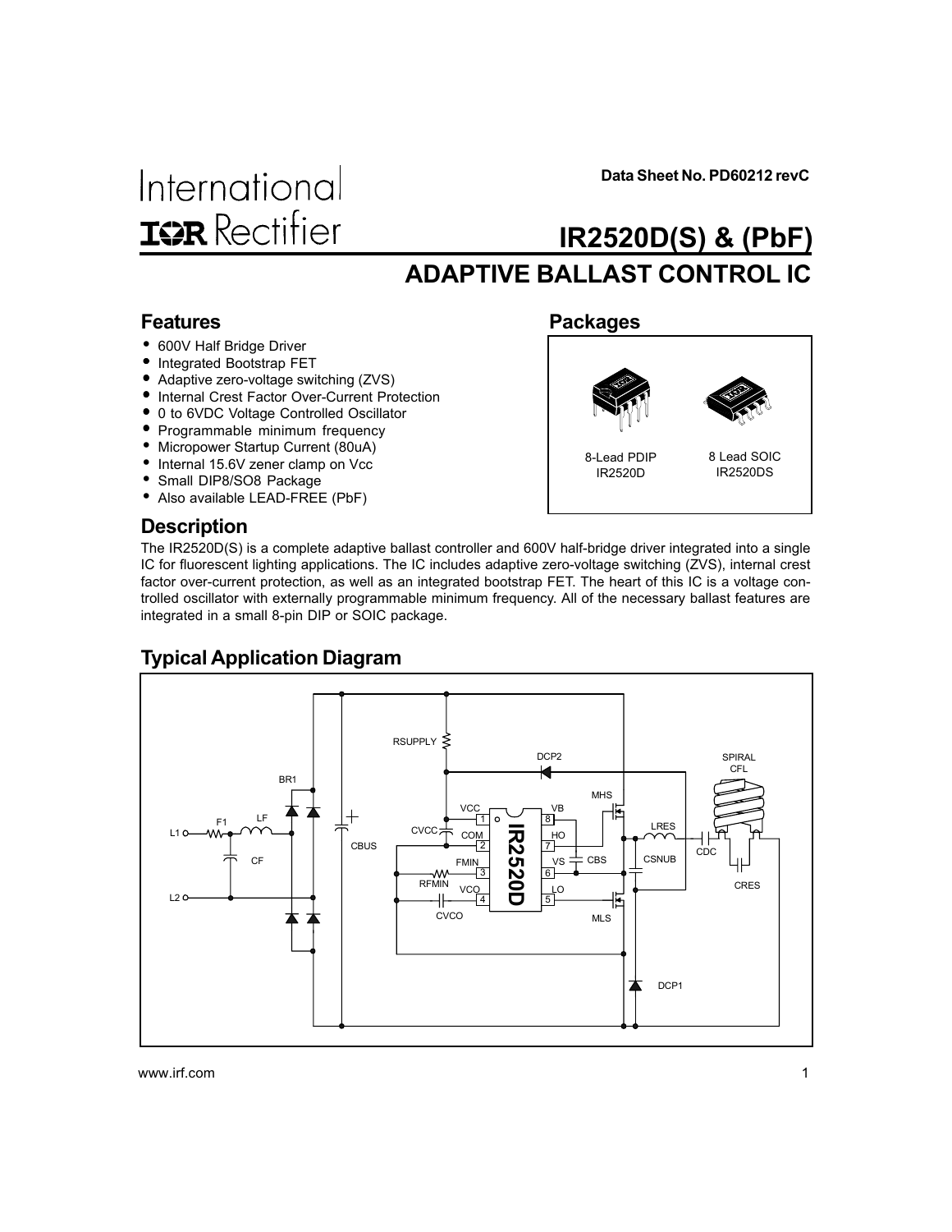Data Sheet No. PD60212 revC

International
IOR Rectifier

# IR2520D(S) & (PbF)

## ADAPTIVE BALLAST CONTROL IC

### Features

- 600V Half Bridge Driver
- Integrated Bootstrap FET
- Adaptive zero-voltage switching (ZVS)
- Internal Crest Factor Over-Current Protection
- 0 to 6VDC Voltage Controlled Oscillator
- Programmable minimum frequency
- Micropower Startup Current (80uA)
- Internal 15.6V zener clamp on Vcc
- Small DIP8/SO8 Package
- Also available LEAD-FREE (PbF)

### Packages

8-Lead PDIP IR2520D

8 Lead SOIC IR2520DS

### Description

The IR2520D(S) is a complete adaptive ballast controller and 600V half-bridge driver integrated into a single IC for fluorescent lighting applications. The IC includes adaptive zero-voltage switching (ZVS), internal crest factor over-current protection, as well as an integrated bootstrap FET. The heart of this IC is a voltage controlled oscillator with externally programmable minimum frequency. All of the necessary ballast features are integrated in a small 8-pin DIP or SOIC package.

### Typical Application Diagram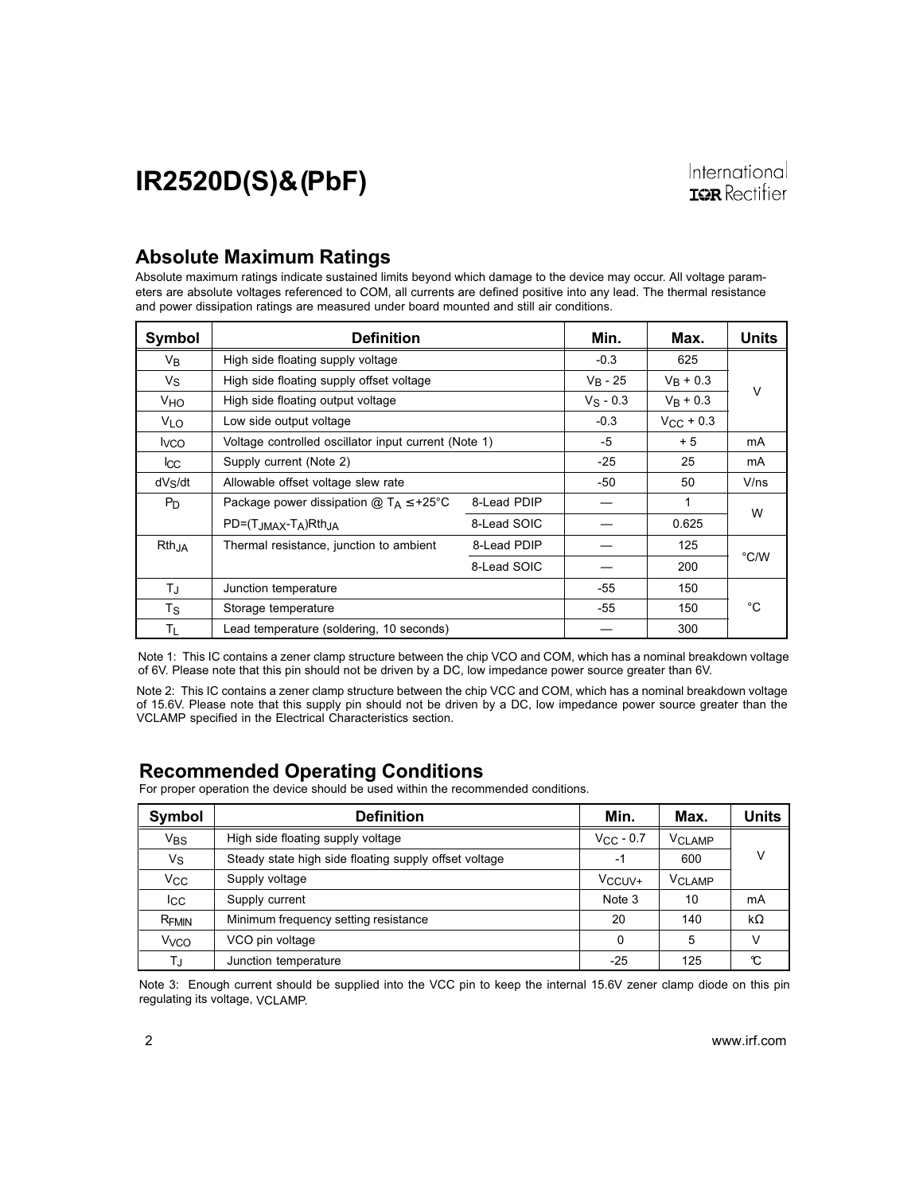## Absolute Maximum Ratings

Absolute maximum ratings indicate sustained limits beyond which damage to the device may occur. All voltage parameters are absolute voltages referenced to COM, all currents are defined positive into any lead. The thermal resistance and power dissipation ratings are measured under board mounted and still air conditions.

| Symbol | Definition | | Min. | Max. | Units |
|---|---|---|---|---|---|
| $V_B$ | High side floating supply voltage | | -0.3 | 625 | V |
| $V_S$ | High side floating supply offset voltage | | $V_B$ - 25 | $V_B$ + 0.3 | |
| $V_{HO}$ | High side floating output voltage | | $V_S$ - 0.3 | $V_B$ + 0.3 | |
| $V_{LO}$ | Low side output voltage | | -0.3 | $V_{CC}$ + 0.3 | |
| $I_{VCO}$ | Voltage controlled oscillator input current (Note 1) | | -5 | + 5 | mA |
| $I_{CC}$ | Supply current (Note 2) | | -25 | 25 | mA |
| $dV_S/dt$ | Allowable offset voltage slew rate | | -50 | 50 | V/ns |
| $P_D$ | Package power dissipation @ $T_A \leq$ +25°C | 8-Lead PDIP | — | 1 | W |
| | $PD=(T_{JMAX}-T_A)Rth_{JA}$ | 8-Lead SOIC | — | 0.625 | |
| $Rth_{JA}$ | Thermal resistance, junction to ambient | 8-Lead PDIP | — | 125 | °C/W |
| | | 8-Lead SOIC | — | 200 | |
| $T_J$ | Junction temperature | | -55 | 150 | °C |
| $T_S$ | Storage temperature | | -55 | 150 | |
| $T_L$ | Lead temperature (soldering, 10 seconds) | | — | 300 | |

Note 1: This IC contains a zener clamp structure between the chip VCO and COM, which has a nominal breakdown voltage of 6V. Please note that this pin should not be driven by a DC, low impedance power source greater than 6V.

Note 2: This IC contains a zener clamp structure between the chip VCC and COM, which has a nominal breakdown voltage of 15.6V. Please note that this supply pin should not be driven by a DC, low impedance power source greater than the VCLAMP specified in the Electrical Characteristics section.

## Recommended Operating Conditions

For proper operation the device should be used within the recommended conditions.

| Symbol | Definition | Min. | Max. | Units |
|---|---|---|---|---|
| $V_{BS}$ | High side floating supply voltage | $V_{CC}$ - 0.7 | $V_{CLAMP}$ | V |
| $V_S$ | Steady state high side floating supply offset voltage | -1 | 600 | |
| $V_{CC}$ | Supply voltage | $V_{CCUV+}$ | $V_{CLAMP}$ | |
| $I_{CC}$ | Supply current | Note 3 | 10 | mA |
| $R_{FMIN}$ | Minimum frequency setting resistance | 20 | 140 | kΩ |
| $V_{VCO}$ | VCO pin voltage | 0 | 5 | V |
| $T_J$ | Junction temperature | -25 | 125 | °C |

Note 3: Enough current should be supplied into the VCC pin to keep the internal 15.6V zener clamp diode on this pin regulating its voltage, VCLAMP.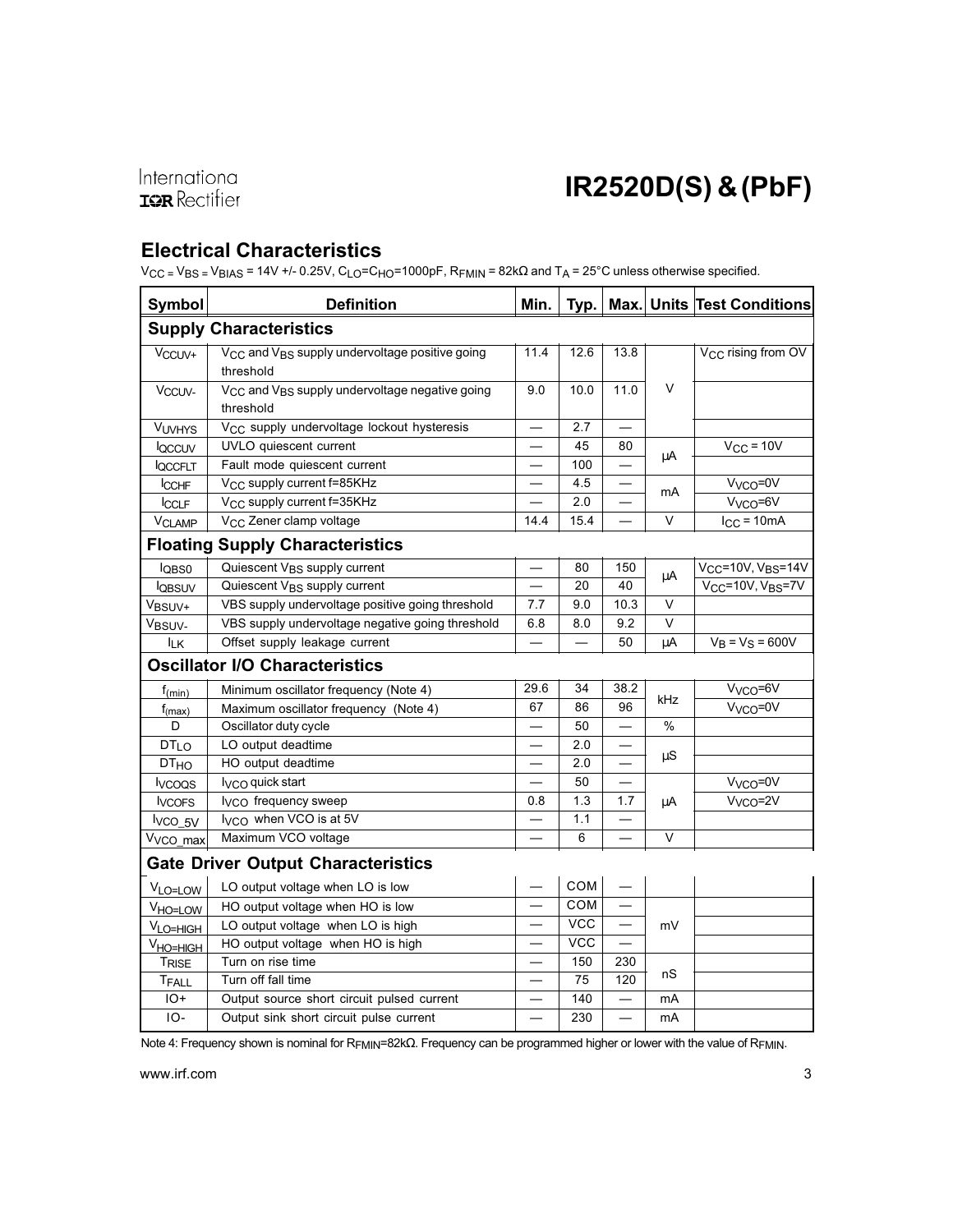## Electrical Characteristics

$V_{CC} = V_{BS} = V_{BIAS} = 14V$ +/- 0.25V, $C_{LO}=C_{HO}$=1000pF, $R_{FMIN}$ = 82kΩ and $T_A$ = 25°C unless otherwise specified.

| Symbol | Definition | Min. | Typ. | Max. | Units | Test Conditions |
|---|---|---|---|---|---|---|
| **Supply Characteristics** | | | | | | |
| $V_{CCUV+}$ | $V_{CC}$ and $V_{BS}$ supply undervoltage positive going threshold | 11.4 | 12.6 | 13.8 | V | $V_{CC}$ rising from OV |
| $V_{CCUV-}$ | $V_{CC}$ and $V_{BS}$ supply undervoltage negative going threshold | 9.0 | 10.0 | 11.0 | V | |
| $V_{UVHYS}$ | $V_{CC}$ supply undervoltage lockout hysteresis | — | 2.7 | — | V | |
| $I_{QCCUV}$ | UVLO quiescent current | — | 45 | 80 | µA | $V_{CC}$ = 10V |
| $I_{QCCFLT}$ | Fault mode quiescent current | — | 100 | — | µA | |
| $I_{CCHF}$ | $V_{CC}$ supply current f=85KHz | — | 4.5 | — | mA | $V_{VCO}$=0V |
| $I_{CCLF}$ | $V_{CC}$ supply current f=35KHz | — | 2.0 | — | mA | $V_{VCO}$=6V |
| $V_{CLAMP}$ | $V_{CC}$ Zener clamp voltage | 14.4 | 15.4 | — | V | $I_{CC}$ = 10mA |
| **Floating Supply Characteristics** | | | | | | |
| $I_{QBS0}$ | Quiescent $V_{BS}$ supply current | — | 80 | 150 | µA | $V_{CC}$=10V, $V_{BS}$=14V |
| $I_{QBSUV}$ | Quiescent $V_{BS}$ supply current | — | 20 | 40 | µA | $V_{CC}$=10V, $V_{BS}$=7V |
| $V_{BSUV+}$ | VBS supply undervoltage positive going threshold | 7.7 | 9.0 | 10.3 | V | |
| $V_{BSUV-}$ | VBS supply undervoltage negative going threshold | 6.8 | 8.0 | 9.2 | V | |
| $I_{LK}$ | Offset supply leakage current | — | — | 50 | µA | $V_B = V_S$ = 600V |
| **Oscillator I/O Characteristics** | | | | | | |
| $f_{(min)}$ | Minimum oscillator frequency (Note 4) | 29.6 | 34 | 38.2 | kHz | $V_{VCO}$=6V |
| $f_{(max)}$ | Maximum oscillator frequency (Note 4) | 67 | 86 | 96 | kHz | $V_{VCO}$=0V |
| D | Oscillator duty cycle | — | 50 | — | % | |
| $DT_{LO}$ | LO output deadtime | — | 2.0 | — | µS | |
| $DT_{HO}$ | HO output deadtime | — | 2.0 | — | µS | |
| $I_{VCOQS}$ | $I_{VCO}$ quick start | — | 50 | — | µA | $V_{VCO}$=0V |
| $I_{VCOFS}$ | $I_{VCO}$ frequency sweep | 0.8 | 1.3 | 1.7 | µA | $V_{VCO}$=2V |
| $I_{VCO\_5V}$ | $I_{VCO}$ when VCO is at 5V | — | 1.1 | — | µA | |
| $V_{VCO\_max}$ | Maximum VCO voltage | — | 6 | — | V | |
| **Gate Driver Output Characteristics** | | | | | | |
| $V_{LO=LOW}$ | LO output voltage when LO is low | — | COM | — | mV | |
| $V_{HO=LOW}$ | HO output voltage when HO is low | — | COM | — | mV | |
| $V_{LO=HIGH}$ | LO output voltage when LO is high | — | VCC | — | mV | |
| $V_{HO=HIGH}$ | HO output voltage when HO is high | — | VCC | — | mV | |
| $T_{RISE}$ | Turn on rise time | — | 150 | 230 | nS | |
| $T_{FALL}$ | Turn off fall time | — | 75 | 120 | nS | |
| IO+ | Output source short circuit pulsed current | — | 140 | — | mA | |
| IO- | Output sink short circuit pulse current | — | 230 | — | mA | |

Note 4: Frequency shown is nominal for $R_{FMIN}$=82kΩ. Frequency can be programmed higher or lower with the value of $R_{FMIN}$.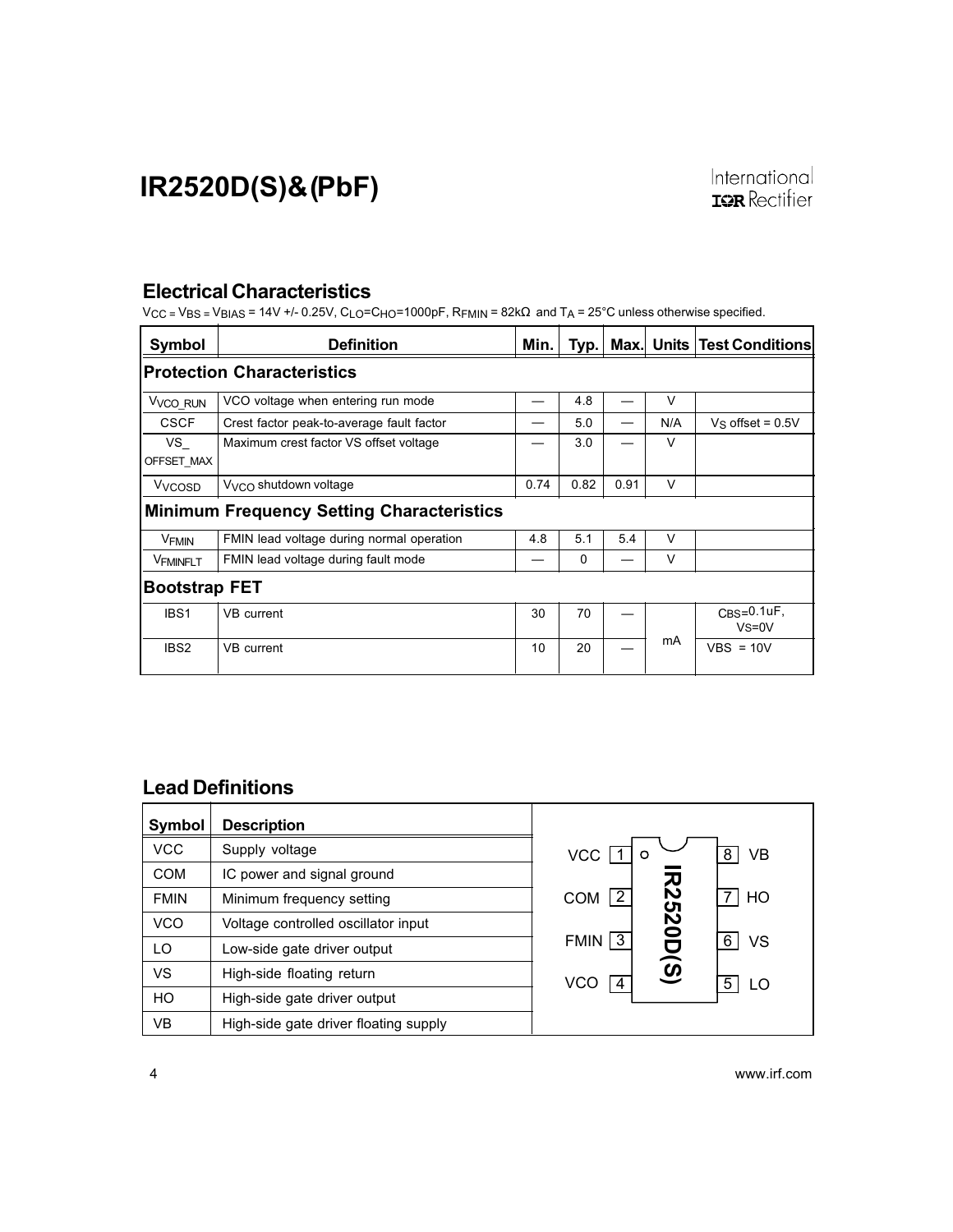## Electrical Characteristics

$V_{CC} = V_{BS} = V_{BIAS}$ = 14V +/- 0.25V, $C_{LO}$=$C_{HO}$=1000pF, $R_{FMIN}$ = 82kΩ and $T_A$ = 25°C unless otherwise specified.

| Symbol | Definition | Min. | Typ. | Max. | Units | Test Conditions |
|---|---|---|---|---|---|---|
| **Protection Characteristics** | | | | | | |
| $V_{VCO\_RUN}$ | VCO voltage when entering run mode | — | 4.8 | — | V | |
| CSCF | Crest factor peak-to-average fault factor | — | 5.0 | — | N/A | $V_S$ offset = 0.5V |
| VS_ OFFSET_MAX | Maximum crest factor VS offset voltage | — | 3.0 | — | V | |
| $V_{VCOSD}$ | $V_{VCO}$ shutdown voltage | 0.74 | 0.82 | 0.91 | V | |
| **Minimum Frequency Setting Characteristics** | | | | | | |
| $V_{FMIN}$ | FMIN lead voltage during normal operation | 4.8 | 5.1 | 5.4 | V | |
| $V_{FMINFLT}$ | FMIN lead voltage during fault mode | — | 0 | — | V | |
| **Bootstrap FET** | | | | | | |
| IBS1 | VB current | 30 | 70 | — | mA | CBS=0.1uF, VS=0V |
| IBS2 | VB current | 10 | 20 | — | mA | VBS = 10V |

## Lead Definitions

| Symbol | Description |
|---|---|
| VCC | Supply voltage |
| COM | IC power and signal ground |
| FMIN | Minimum frequency setting |
| VCO | Voltage controlled oscillator input |
| LO | Low-side gate driver output |
| VS | High-side floating return |
| HO | High-side gate driver output |
| VB | High-side gate driver floating supply |

IR2520D(S)

| Pin | Left | Pin | Right |
|---|---|---|---|
| 1 | VCC | 8 | VB |
| 2 | COM | 7 | HO |
| 3 | FMIN | 6 | VS |
| 4 | VCO | 5 | LO |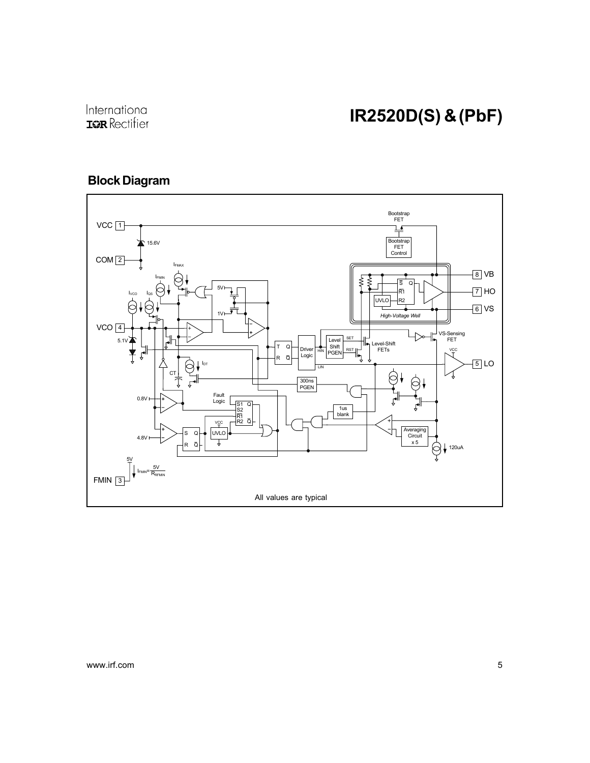## Block Diagram

All values are typical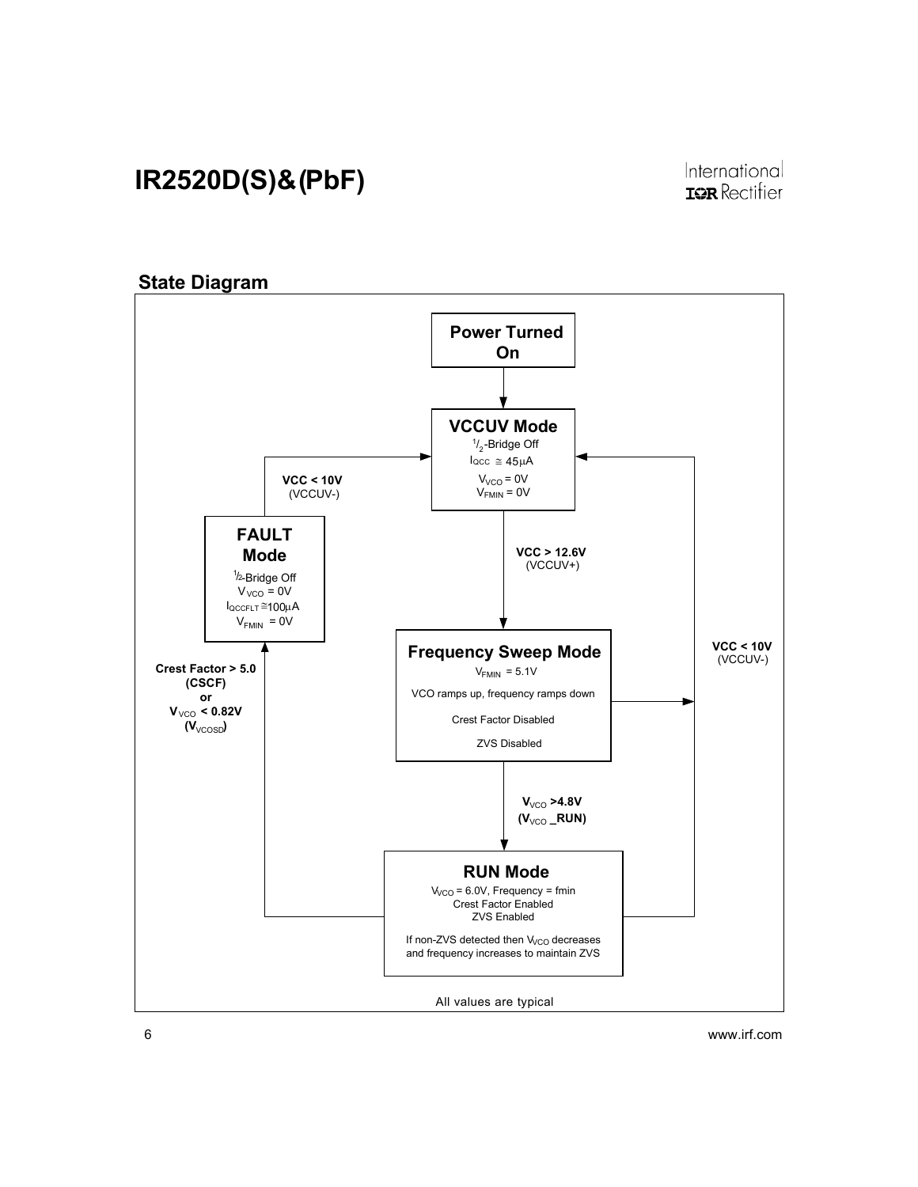## State Diagram

**Power Turned On**

**VCCUV Mode**
- $^1/_2$-Bridge Off
- $I_{QCC} \cong 45\mu A$
- $V_{VCO} = 0V$
- $V_{FMIN} = 0V$

**VCC > 12.6V** (VCCUV+)

**Frequency Sweep Mode**
- $V_{FMIN} = 5.1V$
- VCO ramps up, frequency ramps down
- Crest Factor Disabled
- ZVS Disabled

**$V_{VCO}$ >4.8V**
**($V_{VCO}$ _RUN)**

**RUN Mode**
- $V_{VCO} = 6.0V$, Frequency = fmin
- Crest Factor Enabled
- ZVS Enabled
- If non-ZVS detected then $V_{VCO}$ decreases and frequency increases to maintain ZVS

**Crest Factor > 5.0**
**(CSCF)**
**or**
**$V_{VCO}$ < 0.82V**
**($V_{VCOSD}$)**

**FAULT Mode**
- $^1/_2$-Bridge Off
- $V_{VCO} = 0V$
- $I_{QCCFLT} \cong 100\mu A$
- $V_{FMIN} = 0V$

**VCC < 10V** (VCCUV-)

**VCC < 10V** (VCCUV-)

All values are typical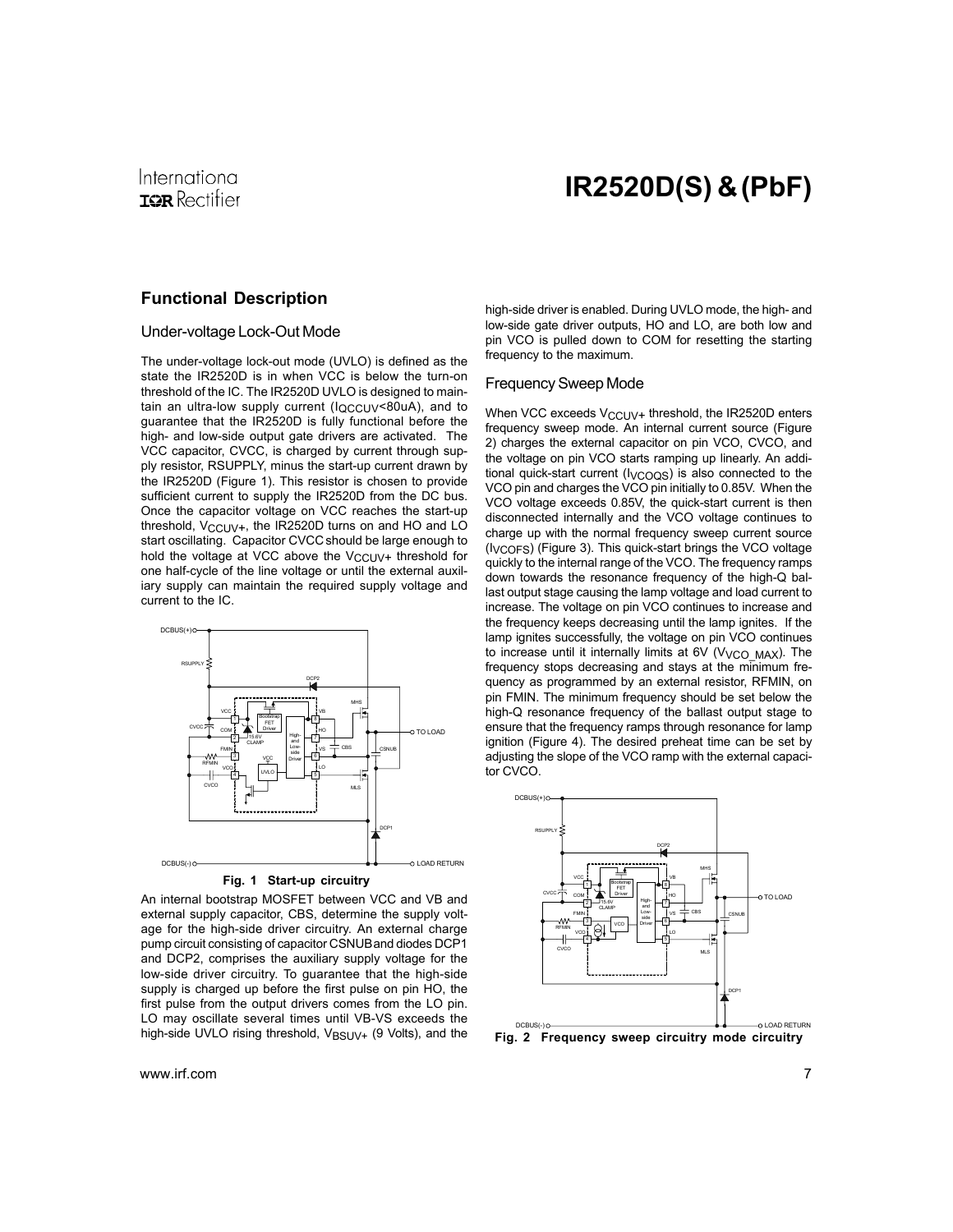## Functional Description

### Under-voltage Lock-Out Mode

The under-voltage lock-out mode (UVLO) is defined as the state the IR2520D is in when VCC is below the turn-on threshold of the IC. The IR2520D UVLO is designed to maintain an ultra-low supply current ($I_{QCCUV}$<80uA), and to guarantee that the IR2520D is fully functional before the high- and low-side output gate drivers are activated. The VCC capacitor, CVCC, is charged by current through supply resistor, RSUPPLY, minus the start-up current drawn by the IR2520D (Figure 1). This resistor is chosen to provide sufficient current to supply the IR2520D from the DC bus. Once the capacitor voltage on VCC reaches the start-up threshold, $V_{CCUV+}$, the IR2520D turns on and HO and LO start oscillating. Capacitor CVCC should be large enough to hold the voltage at VCC above the $V_{CCUV+}$ threshold for one half-cycle of the line voltage or until the external auxiliary supply can maintain the required supply voltage and current to the IC.

**Fig. 1 Start-up circuitry**

An internal bootstrap MOSFET between VCC and VB and external supply capacitor, CBS, determine the supply voltage for the high-side driver circuitry. An external charge pump circuit consisting of capacitor CSNUB and diodes DCP1 and DCP2, comprises the auxiliary supply voltage for the low-side driver circuitry. To guarantee that the high-side supply is charged up before the first pulse on pin HO, the first pulse from the output drivers comes from the LO pin. LO may oscillate several times until VB-VS exceeds the high-side UVLO rising threshold, $V_{BSUV+}$ (9 Volts), and the high-side driver is enabled. During UVLO mode, the high- and low-side gate driver outputs, HO and LO, are both low and pin VCO is pulled down to COM for resetting the starting frequency to the maximum.

### Frequency Sweep Mode

When VCC exceeds $V_{CCUV+}$ threshold, the IR2520D enters frequency sweep mode. An internal current source (Figure 2) charges the external capacitor on pin VCO, CVCO, and the voltage on pin VCO starts ramping up linearly. An additional quick-start current ($I_{VCOQS}$) is also connected to the VCO pin and charges the VCO pin initially to 0.85V. When the VCO voltage exceeds 0.85V, the quick-start current is then disconnected internally and the VCO voltage continues to charge up with the normal frequency sweep current source ($I_{VCOFS}$) (Figure 3). This quick-start brings the VCO voltage quickly to the internal range of the VCO. The frequency ramps down towards the resonance frequency of the high-Q ballast output stage causing the lamp voltage and load current to increase. The voltage on pin VCO continues to increase and the frequency keeps decreasing until the lamp ignites. If the lamp ignites successfully, the voltage on pin VCO continues to increase until it internally limits at 6V ($V_{VCO\_MAX}$). The frequency stops decreasing and stays at the minimum frequency as programmed by an external resistor, RFMIN, on pin FMIN. The minimum frequency should be set below the high-Q resonance frequency of the ballast output stage to ensure that the frequency ramps through resonance for lamp ignition (Figure 4). The desired preheat time can be set by adjusting the slope of the VCO ramp with the external capacitor CVCO.

**Fig. 2 Frequency sweep circuitry mode circuitry**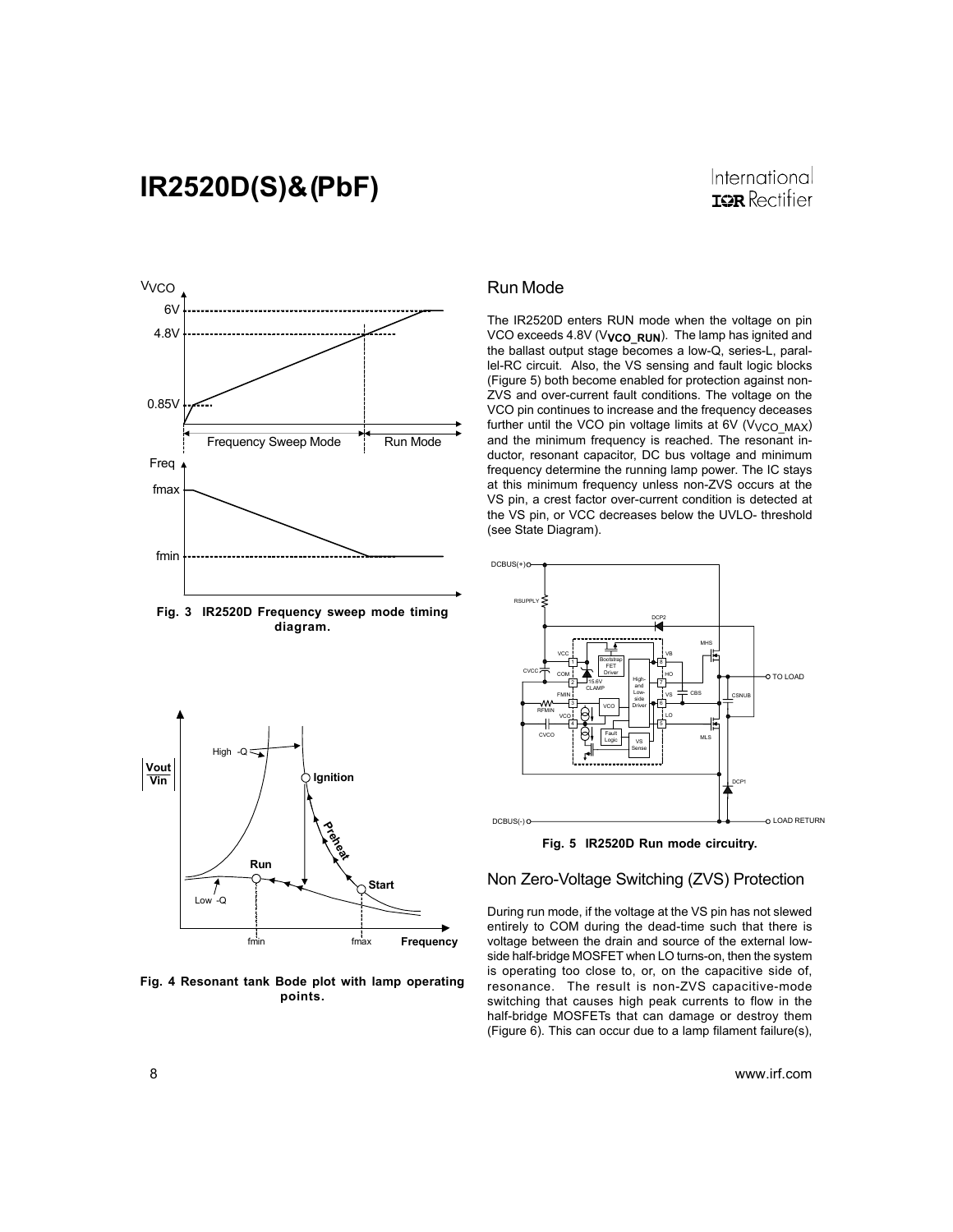Fig. 3 IR2520D Frequency sweep mode timing diagram.

Fig. 4 Resonant tank Bode plot with lamp operating points.

## Run Mode

The IR2520D enters RUN mode when the voltage on pin VCO exceeds 4.8V ($V_{VCO\_RUN}$). The lamp has ignited and the ballast output stage becomes a low-Q, series-L, parallel-RC circuit. Also, the VS sensing and fault logic blocks (Figure 5) both become enabled for protection against non-ZVS and over-current fault conditions. The voltage on the VCO pin continues to increase and the frequency deceases further until the VCO pin voltage limits at 6V ($V_{VCO\_MAX}$) and the minimum frequency is reached. The resonant inductor, resonant capacitor, DC bus voltage and minimum frequency determine the running lamp power. The IC stays at this minimum frequency unless non-ZVS occurs at the VS pin, a crest factor over-current condition is detected at the VS pin, or VCC decreases below the UVLO- threshold (see State Diagram).

Fig. 5 IR2520D Run mode circuitry.

## Non Zero-Voltage Switching (ZVS) Protection

During run mode, if the voltage at the VS pin has not slewed entirely to COM during the dead-time such that there is voltage between the drain and source of the external low-side half-bridge MOSFET when LO turns-on, then the system is operating too close to, or, on the capacitive side of, resonance. The result is non-ZVS capacitive-mode switching that causes high peak currents to flow in the half-bridge MOSFETs that can damage or destroy them (Figure 6). This can occur due to a lamp filament failure(s),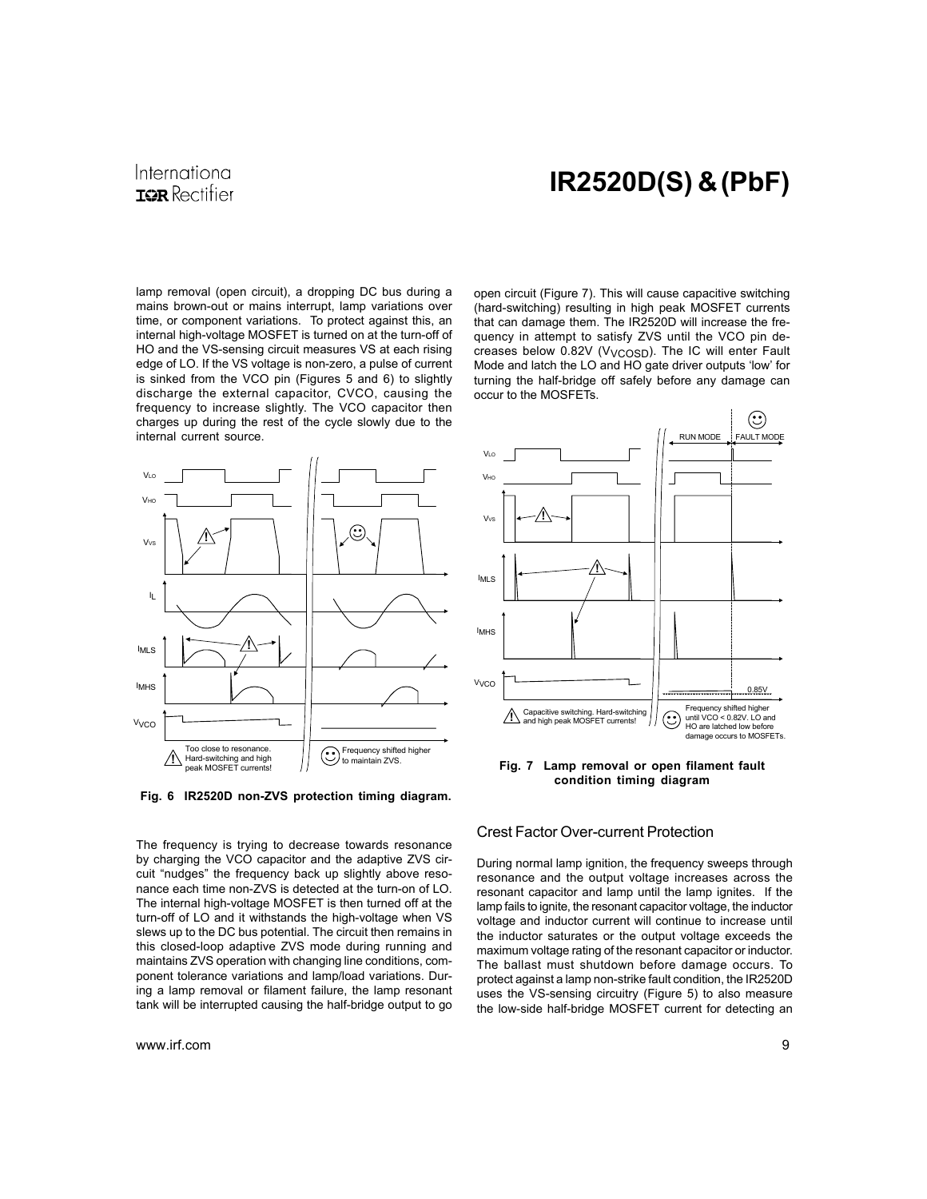lamp removal (open circuit), a dropping DC bus during a mains brown-out or mains interrupt, lamp variations over time, or component variations. To protect against this, an internal high-voltage MOSFET is turned on at the turn-off of HO and the VS-sensing circuit measures VS at each rising edge of LO. If the VS voltage is non-zero, a pulse of current is sinked from the VCO pin (Figures 5 and 6) to slightly discharge the external capacitor, CVCO, causing the frequency to increase slightly. The VCO capacitor then charges up during the rest of the cycle slowly due to the internal current source.

**Fig. 6 IR2520D non-ZVS protection timing diagram.**

The frequency is trying to decrease towards resonance by charging the VCO capacitor and the adaptive ZVS circuit "nudges" the frequency back up slightly above resonance each time non-ZVS is detected at the turn-on of LO. The internal high-voltage MOSFET is then turned off at the turn-off of LO and it withstands the high-voltage when VS slews up to the DC bus potential. The circuit then remains in this closed-loop adaptive ZVS mode during running and maintains ZVS operation with changing line conditions, component tolerance variations and lamp/load variations. During a lamp removal or filament failure, the lamp resonant tank will be interrupted causing the half-bridge output to go open circuit (Figure 7). This will cause capacitive switching (hard-switching) resulting in high peak MOSFET currents that can damage them. The IR2520D will increase the frequency in attempt to satisfy ZVS until the VCO pin decreases below 0.82V ($V_{VCOSD}$). The IC will enter Fault Mode and latch the LO and HO gate driver outputs 'low' for turning the half-bridge off safely before any damage can occur to the MOSFETs.

**Fig. 7 Lamp removal or open filament fault condition timing diagram**

## Crest Factor Over-current Protection

During normal lamp ignition, the frequency sweeps through resonance and the output voltage increases across the resonant capacitor and lamp until the lamp ignites. If the lamp fails to ignite, the resonant capacitor voltage, the inductor voltage and inductor current will continue to increase until the inductor saturates or the output voltage exceeds the maximum voltage rating of the resonant capacitor or inductor. The ballast must shutdown before damage occurs. To protect against a lamp non-strike fault condition, the IR2520D uses the VS-sensing circuitry (Figure 5) to also measure the low-side half-bridge MOSFET current for detecting an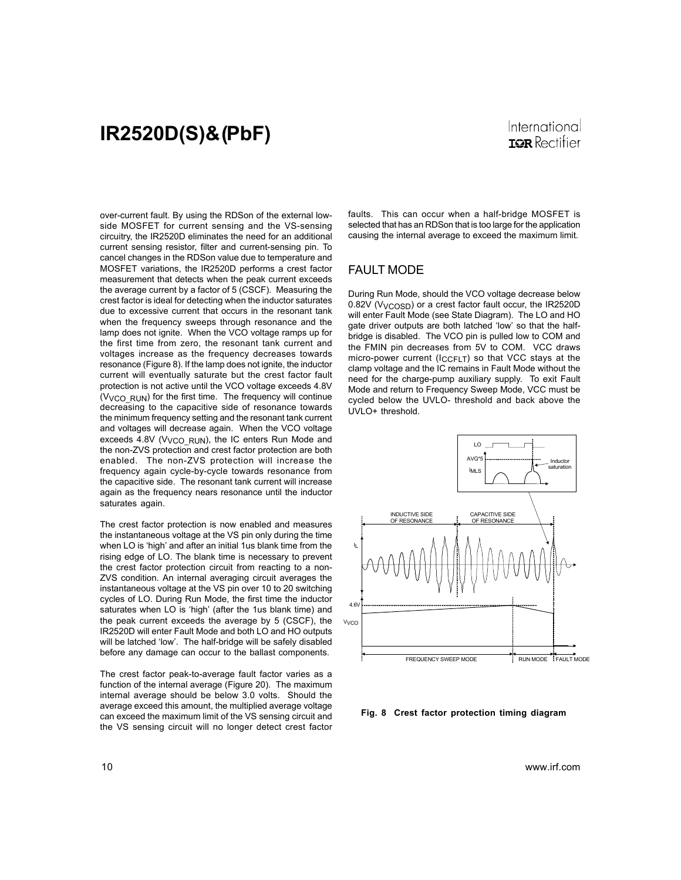over-current fault. By using the RDSon of the external low-side MOSFET for current sensing and the VS-sensing circuitry, the IR2520D eliminates the need for an additional current sensing resistor, filter and current-sensing pin. To cancel changes in the RDSon value due to temperature and MOSFET variations, the IR2520D performs a crest factor measurement that detects when the peak current exceeds the average current by a factor of 5 (CSCF). Measuring the crest factor is ideal for detecting when the inductor saturates due to excessive current that occurs in the resonant tank when the frequency sweeps through resonance and the lamp does not ignite. When the VCO voltage ramps up for the first time from zero, the resonant tank current and voltages increase as the frequency decreases towards resonance (Figure 8). If the lamp does not ignite, the inductor current will eventually saturate but the crest factor fault protection is not active until the VCO voltage exceeds 4.8V ($V_{VCO\_RUN}$) for the first time. The frequency will continue decreasing to the capacitive side of resonance towards the minimum frequency setting and the resonant tank current and voltages will decrease again. When the VCO voltage exceeds 4.8V ($V_{VCO\_RUN}$), the IC enters Run Mode and the non-ZVS protection and crest factor protection are both enabled. The non-ZVS protection will increase the frequency again cycle-by-cycle towards resonance from the capacitive side. The resonant tank current will increase again as the frequency nears resonance until the inductor saturates again.

The crest factor protection is now enabled and measures the instantaneous voltage at the VS pin only during the time when LO is 'high' and after an initial 1us blank time from the rising edge of LO. The blank time is necessary to prevent the crest factor protection circuit from reacting to a non-ZVS condition. An internal averaging circuit averages the instantaneous voltage at the VS pin over 10 to 20 switching cycles of LO. During Run Mode, the first time the inductor saturates when LO is 'high' (after the 1us blank time) and the peak current exceeds the average by 5 (CSCF), the IR2520D will enter Fault Mode and both LO and HO outputs will be latched 'low'. The half-bridge will be safely disabled before any damage can occur to the ballast components.

The crest factor peak-to-average fault factor varies as a function of the internal average (Figure 20). The maximum internal average should be below 3.0 volts. Should the average exceed this amount, the multiplied average voltage can exceed the maximum limit of the VS sensing circuit and the VS sensing circuit will no longer detect crest factor faults. This can occur when a half-bridge MOSFET is selected that has an RDSon that is too large for the application causing the internal average to exceed the maximum limit.

## FAULT MODE

During Run Mode, should the VCO voltage decrease below 0.82V ($V_{VCOSD}$) or a crest factor fault occur, the IR2520D will enter Fault Mode (see State Diagram). The LO and HO gate driver outputs are both latched 'low' so that the half-bridge is disabled. The VCO pin is pulled low to COM and the FMIN pin decreases from 5V to COM. VCC draws micro-power current ($I_{CCFLT}$) so that VCC stays at the clamp voltage and the IC remains in Fault Mode without the need for the charge-pump auxiliary supply. To exit Fault Mode and return to Frequency Sweep Mode, VCC must be cycled below the UVLO- threshold and back above the UVLO+ threshold.

**Fig. 8 Crest factor protection timing diagram**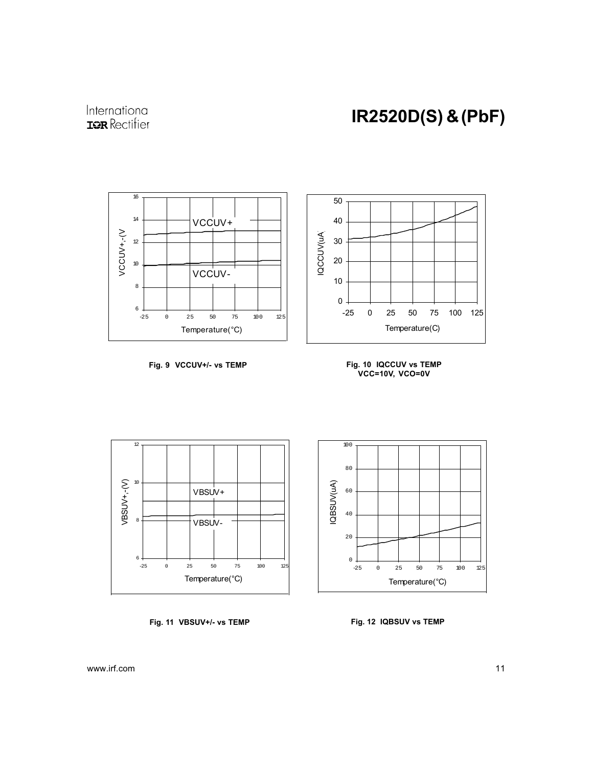Fig. 9 VCCUV+/- vs TEMP

Fig. 10 IQCCUV vs TEMP
VCC=10V, VCO=0V

Fig. 11 VBSUV+/- vs TEMP

Fig. 12 IQBSUV vs TEMP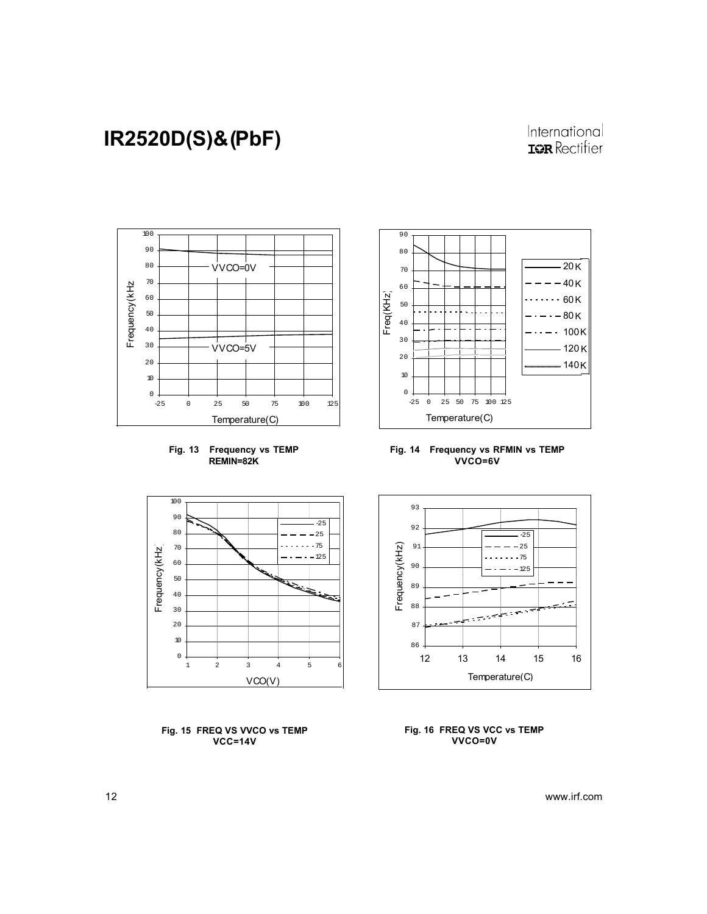Fig. 13 Frequency vs TEMP REMIN=82K

Fig. 14 Frequency vs RFMIN vs TEMP VVCO=6V

Fig. 15 FREQ VS VVCO vs TEMP VCC=14V

Fig. 16 FREQ VS VCC vs TEMP VVCO=0V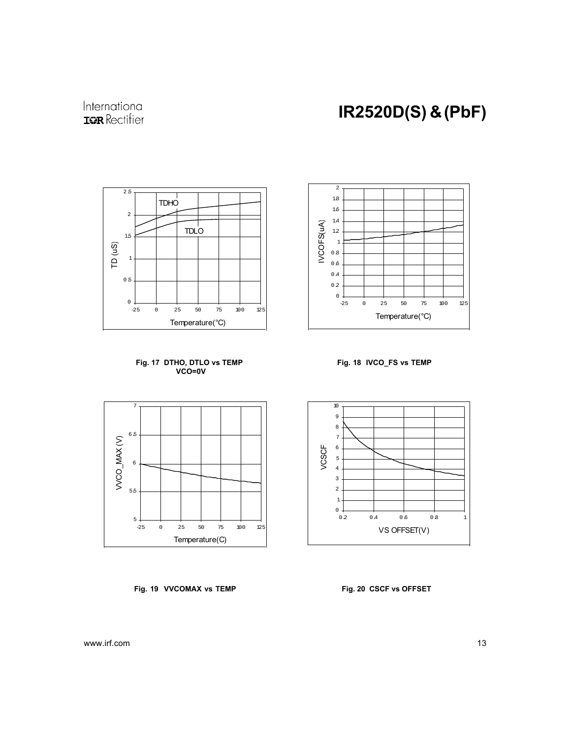Fig. 17 DTHO, DTLO vs TEMP VCO=0V

Fig. 18 IVCO_FS vs TEMP

Fig. 19 VVCOMAX vs TEMP

Fig. 20 CSCF vs OFFSET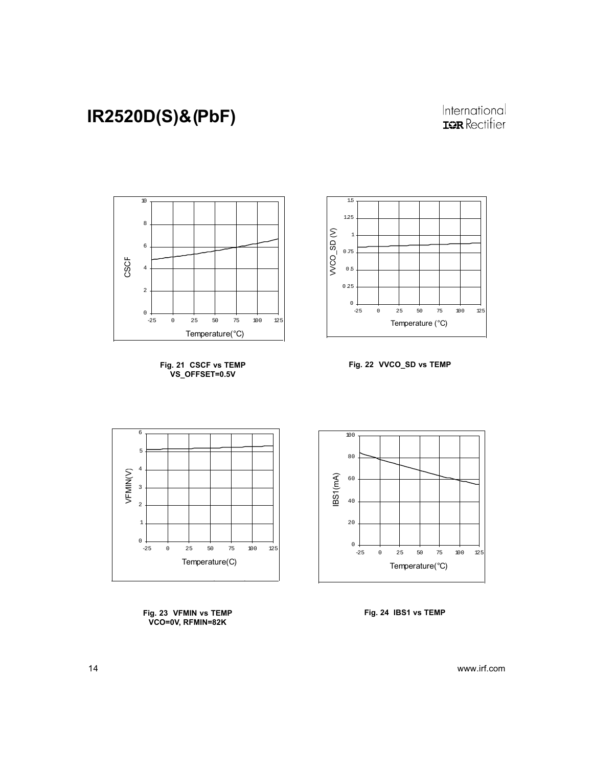Fig. 21 CSCF vs TEMP VS_OFFSET=0.5V

Fig. 22 VVCO_SD vs TEMP

Fig. 23 VFMIN vs TEMP VCO=0V, RFMIN=82K

Fig. 24 IBS1 vs TEMP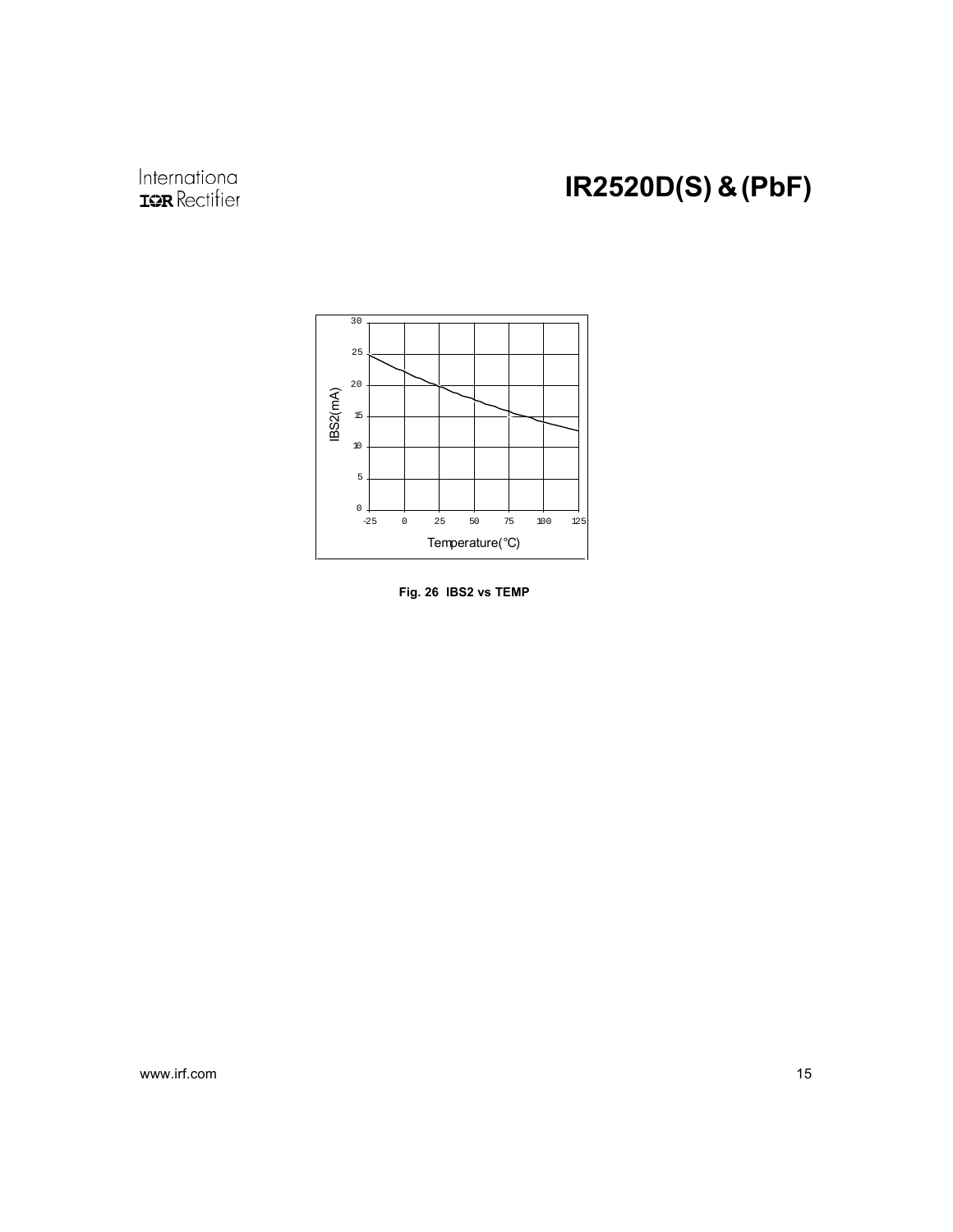Fig. 26 IBS2 vs TEMP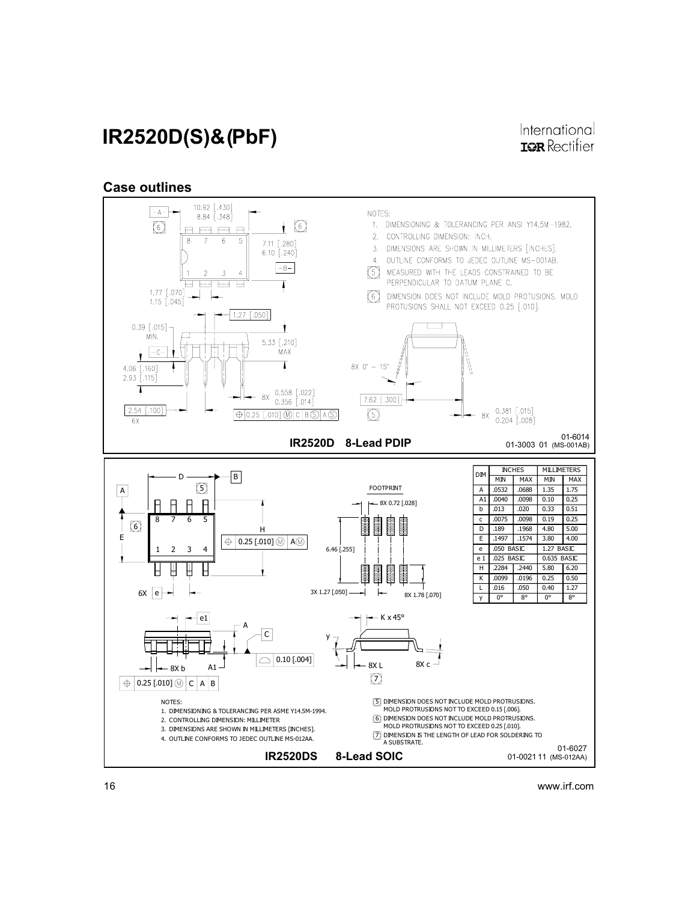## Case outlines

NOTES:

1. DIMENSIONING & TOLERANCING PER ANSI Y14.5M-1982.
2. CONTROLLING DIMENSION: INCH.
3. DIMENSIONS ARE SHOWN IN MILLIMETERS [INCHES].
4. OUTLINE CONFORMS TO JEDEC OUTLINE MS-001AB.
5. MEASURED WITH THE LEADS CONSTRAINED TO BE PERPENDICULAR TO DATUM PLANE C.
6. DIMENSION DOES NOT INCLUDE MOLD PROTUSIONS. MOLD PROTUSIONS SHALL NOT EXCEED 0.25 [.010].

**IR2520D 8-Lead PDIP**

01-6014
01-3003 01 (MS-001AB)

| DIM | INCHES | | MILLIMETERS | |
|---|---|---|---|---|
| | MIN | MAX | MIN | MAX |
| A | .0532 | .0688 | 1.35 | 1.75 |
| A1 | .0040 | .0098 | 0.10 | 0.25 |
| b | .013 | .020 | 0.33 | 0.51 |
| c | .0075 | .0098 | 0.19 | 0.25 |
| D | .189 | .1968 | 4.80 | 5.00 |
| E | .1497 | .1574 | 3.80 | 4.00 |
| e | .050 BASIC | | 1.27 BASIC | |
| e 1 | .025 BASIC | | 0.635 BASIC | |
| H | .2284 | .2440 | 5.80 | 6.20 |
| K | .0099 | .0196 | 0.25 | 0.50 |
| L | .016 | .050 | 0.40 | 1.27 |
| y | 0° | 8° | 0° | 8° |

NOTES:

1. DIMENSIONING & TOLERANCING PER ASME Y14.5M-1994.
2. CONTROLLING DIMENSION: MILLIMETER
3. DIMENSIONS ARE SHOWN IN MILLIMETERS [INCHES].
4. OUTLINE CONFORMS TO JEDEC OUTLINE MS-012AA.
5. DIMENSION DOES NOT INCLUDE MOLD PROTRUSIONS. MOLD PROTRUSIONS NOT TO EXCEED 0.15 [.006].
6. DIMENSION DOES NOT INCLUDE MOLD PROTRUSIONS. MOLD PROTRUSIONS NOT TO EXCEED 0.25 [.010].
7. DIMENSION IS THE LENGTH OF LEAD FOR SOLDERING TO A SUBSTRATE.

**IR2520DS 8-Lead SOIC**

01-6027
01-0021 11 (MS-012AA)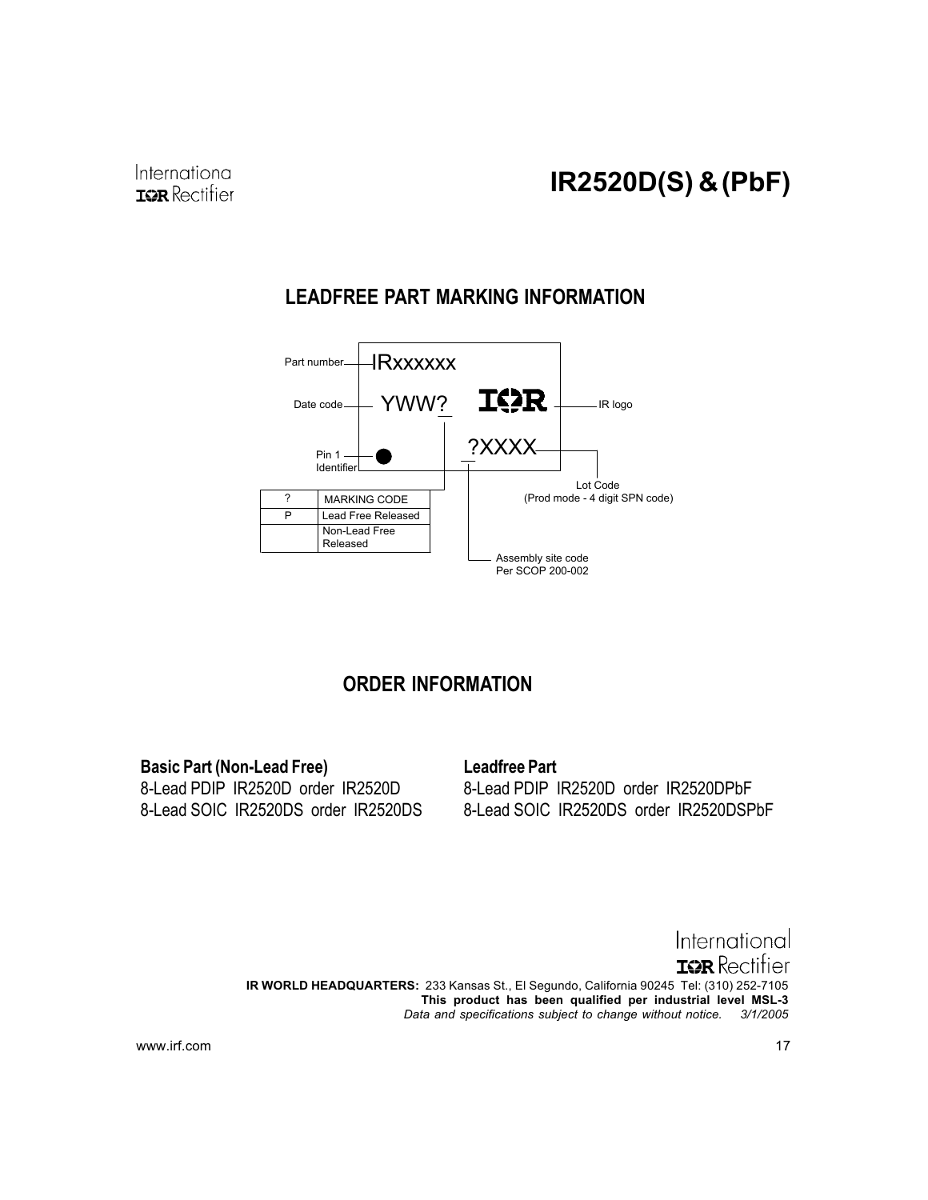## LEADFREE PART MARKING INFORMATION

Part number — IRxxxxxx

Date code — YWW?

IR logo

Pin 1 Identifier

?XXXX — Lot Code (Prod mode - 4 digit SPN code)

Assembly site code Per SCOP 200-002

| ? | MARKING CODE |
|---|---|
| P | Lead Free Released |
| | Non-Lead Free Released |

## ORDER INFORMATION

**Basic Part (Non-Lead Free)**

8-Lead PDIP IR2520D order IR2520D

8-Lead SOIC IR2520DS order IR2520DS

**Leadfree Part**

8-Lead PDIP IR2520D order IR2520DPbF

8-Lead SOIC IR2520DS order IR2520DSPbF

International Rectifier

**IR WORLD HEADQUARTERS:** 233 Kansas St., El Segundo, California 90245 Tel: (310) 252-7105

**This product has been qualified per industrial level MSL-3**

*Data and specifications subject to change without notice. 3/1/2005*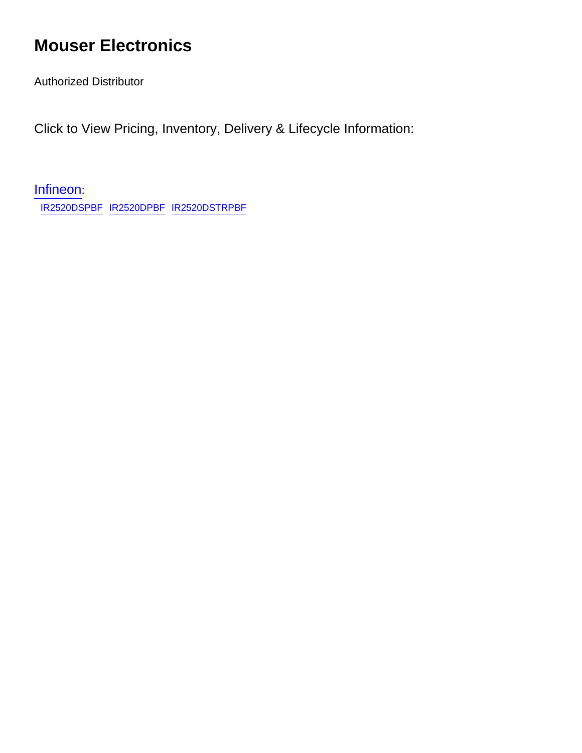# Mouser Electronics

Authorized Distributor

Click to View Pricing, Inventory, Delivery & Lifecycle Information:

Infineon:

IR2520DSPBF IR2520DPBF IR2520DSTRPBF